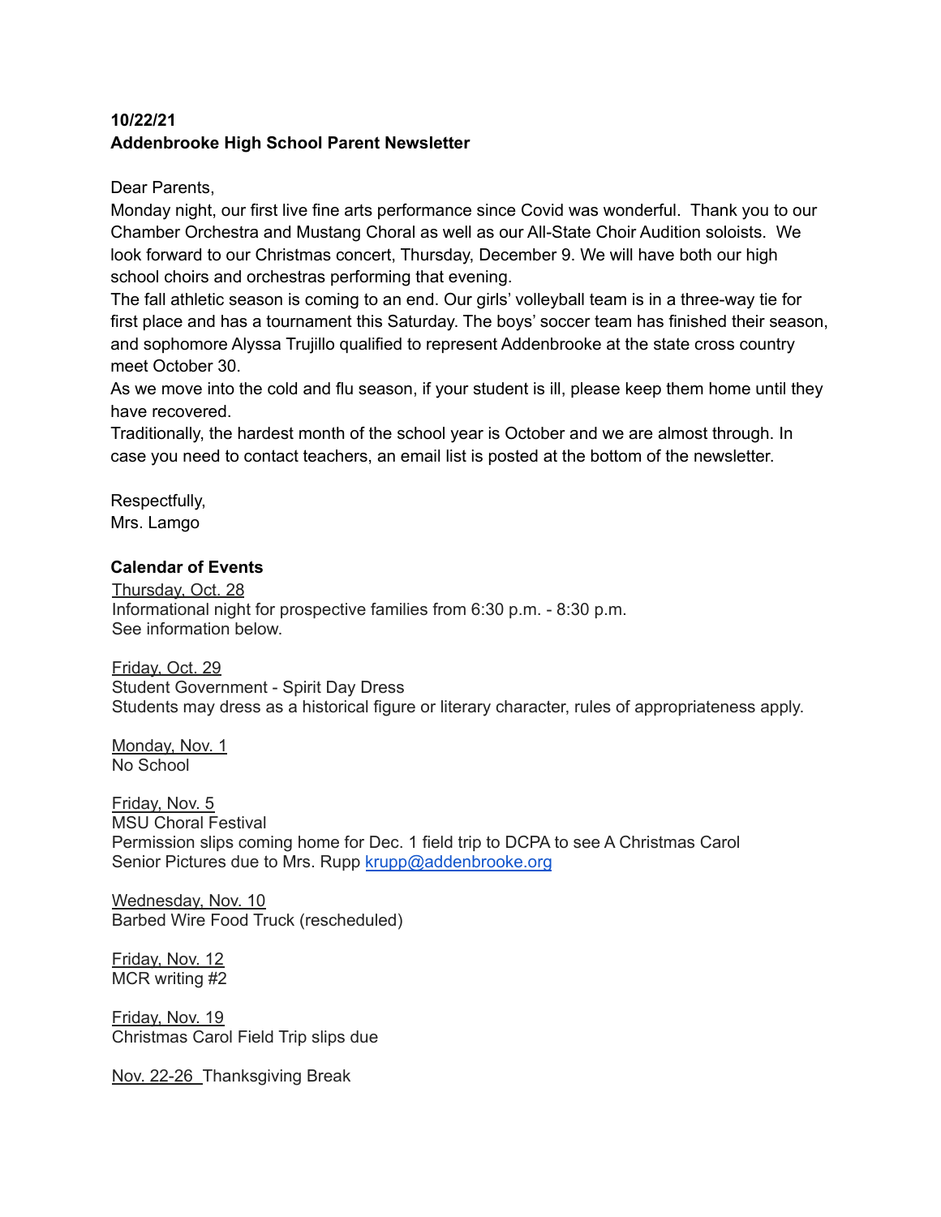**10/22/21**
**Addenbrooke High School Parent Newsletter**

Dear Parents,
Monday night, our first live fine arts performance since Covid was wonderful. Thank you to our Chamber Orchestra and Mustang Choral as well as our All-State Choir Audition soloists. We look forward to our Christmas concert, Thursday, December 9. We will have both our high school choirs and orchestras performing that evening.
The fall athletic season is coming to an end. Our girls' volleyball team is in a three-way tie for first place and has a tournament this Saturday. The boys' soccer team has finished their season, and sophomore Alyssa Trujillo qualified to represent Addenbrooke at the state cross country meet October 30.
As we move into the cold and flu season, if your student is ill, please keep them home until they have recovered.
Traditionally, the hardest month of the school year is October and we are almost through. In case you need to contact teachers, an email list is posted at the bottom of the newsletter.

Respectfully,
Mrs. Lamgo

**Calendar of Events**

Thursday, Oct. 28
Informational night for prospective families from 6:30 p.m. - 8:30 p.m.
See information below.

Friday, Oct. 29
Student Government - Spirit Day Dress
Students may dress as a historical figure or literary character, rules of appropriateness apply.

Monday, Nov. 1
No School

Friday, Nov. 5
MSU Choral Festival
Permission slips coming home for Dec. 1 field trip to DCPA to see A Christmas Carol
Senior Pictures due to Mrs. Rupp krupp@addenbrooke.org

Wednesday, Nov. 10
Barbed Wire Food Truck (rescheduled)

Friday, Nov. 12
MCR writing #2

Friday, Nov. 19
Christmas Carol Field Trip slips due

Nov. 22-26 Thanksgiving Break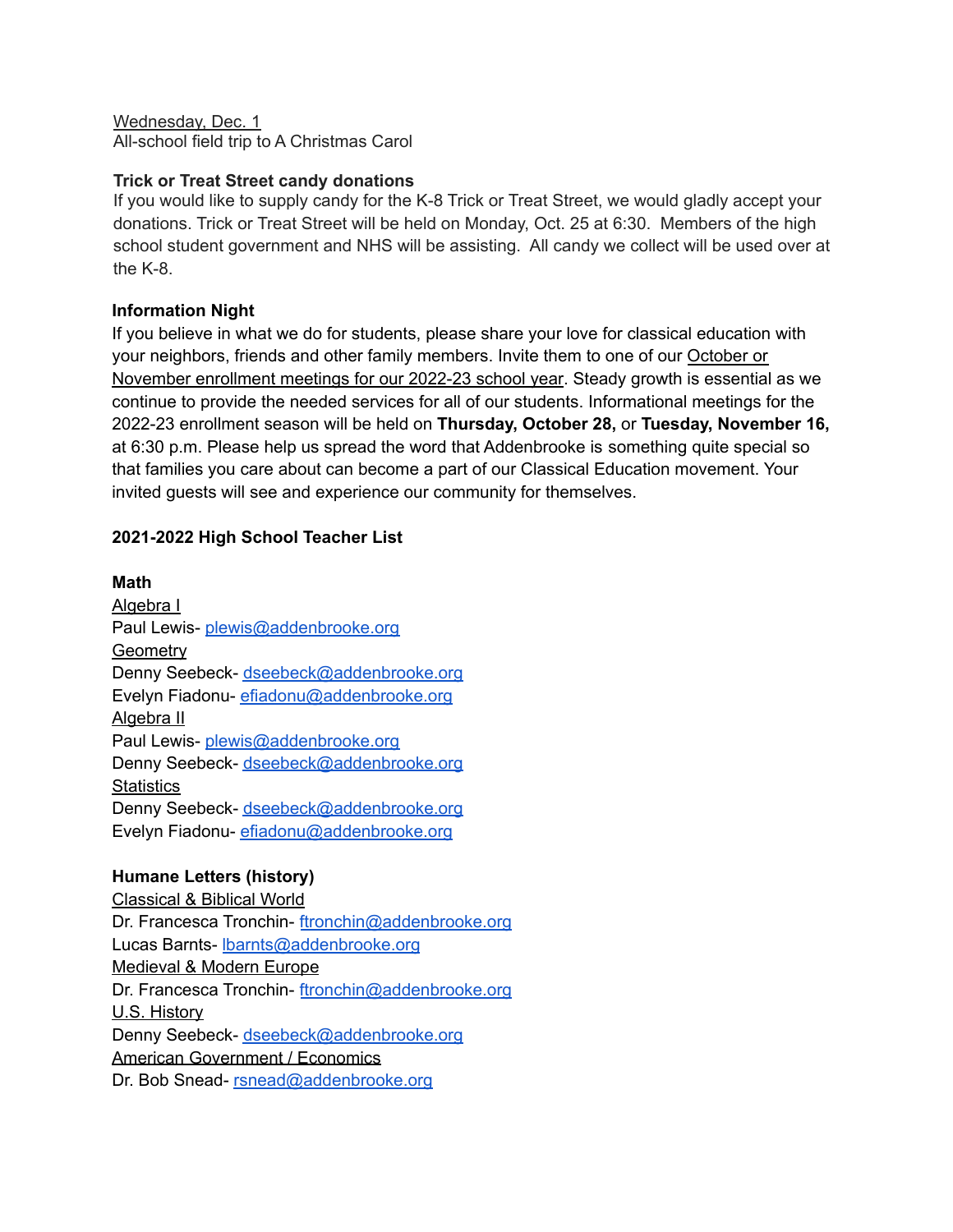Wednesday, Dec. 1
All-school field trip to A Christmas Carol

**Trick or Treat Street candy donations**
If you would like to supply candy for the K-8 Trick or Treat Street, we would gladly accept your donations. Trick or Treat Street will be held on Monday, Oct. 25 at 6:30. Members of the high school student government and NHS will be assisting. All candy we collect will be used over at the K-8.

**Information Night**
If you believe in what we do for students, please share your love for classical education with your neighbors, friends and other family members. Invite them to one of our October or November enrollment meetings for our 2022-23 school year. Steady growth is essential as we continue to provide the needed services for all of our students. Informational meetings for the 2022-23 enrollment season will be held on **Thursday, October 28,** or **Tuesday, November 16,** at 6:30 p.m. Please help us spread the word that Addenbrooke is something quite special so that families you care about can become a part of our Classical Education movement. Your invited guests will see and experience our community for themselves.

**2021-2022 High School Teacher List**

**Math**
Algebra I
Paul Lewis- plewis@addenbrooke.org
Geometry
Denny Seebeck- dseebeck@addenbrooke.org
Evelyn Fiadonu- efiadonu@addenbrooke.org
Algebra II
Paul Lewis- plewis@addenbrooke.org
Denny Seebeck- dseebeck@addenbrooke.org
Statistics
Denny Seebeck- dseebeck@addenbrooke.org
Evelyn Fiadonu- efiadonu@addenbrooke.org

**Humane Letters (history)**
Classical & Biblical World
Dr. Francesca Tronchin- ftronchin@addenbrooke.org
Lucas Barnts- lbarnts@addenbrooke.org
Medieval & Modern Europe
Dr. Francesca Tronchin- ftronchin@addenbrooke.org
U.S. History
Denny Seebeck- dseebeck@addenbrooke.org
American Government / Economics
Dr. Bob Snead- rsnead@addenbrooke.org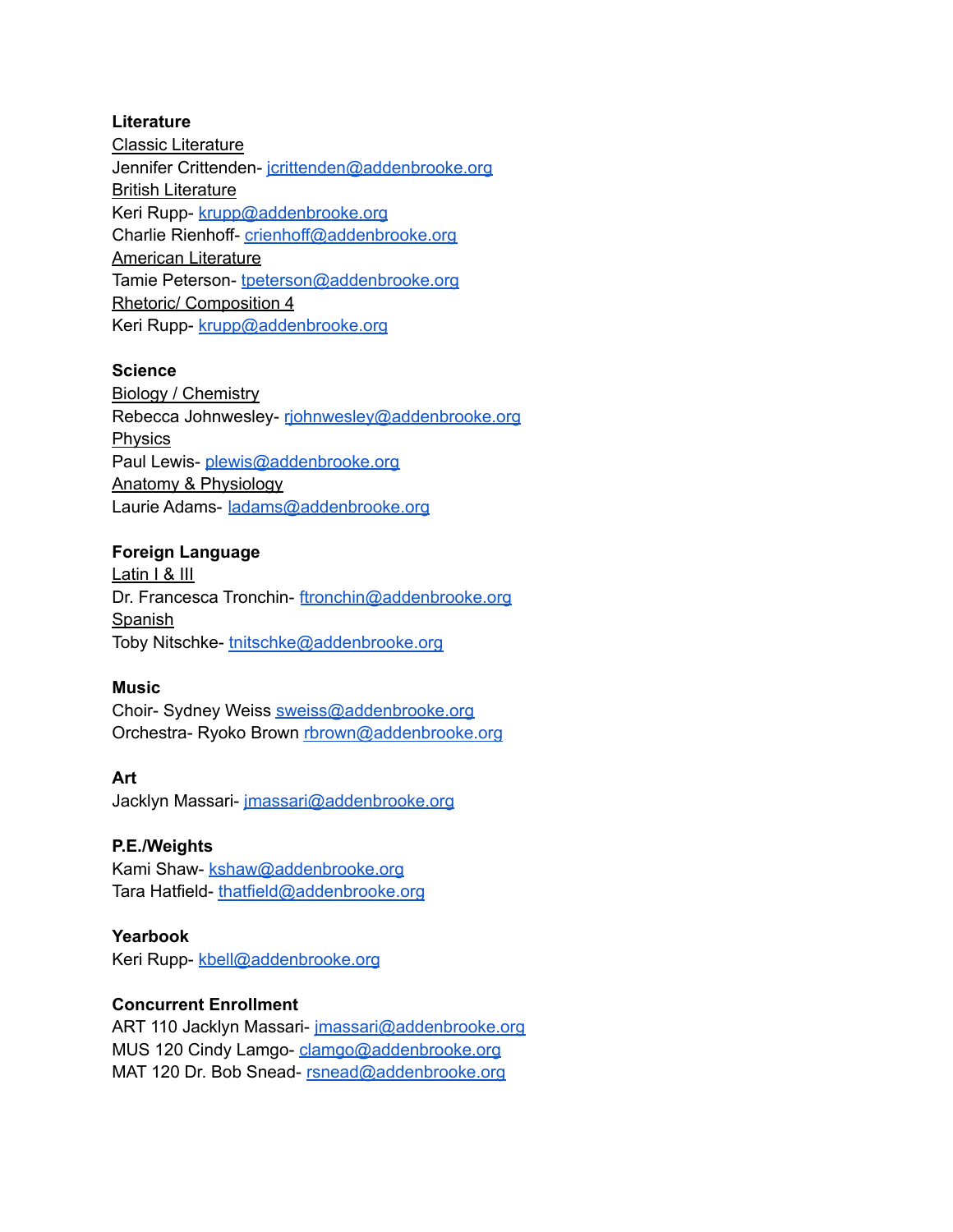**Literature**

Classic Literature

Jennifer Crittenden- jcrittenden@addenbrooke.org

British Literature

Keri Rupp- krupp@addenbrooke.org

Charlie Rienhoff- crienhoff@addenbrooke.org

American Literature

Tamie Peterson- tpeterson@addenbrooke.org

Rhetoric/ Composition 4

Keri Rupp- krupp@addenbrooke.org

**Science**

Biology / Chemistry

Rebecca Johnwesley- rjohnwesley@addenbrooke.org

Physics

Paul Lewis- plewis@addenbrooke.org

Anatomy & Physiology

Laurie Adams- ladams@addenbrooke.org

**Foreign Language**

Latin I & III

Dr. Francesca Tronchin- ftronchin@addenbrooke.org

Spanish

Toby Nitschke- tnitschke@addenbrooke.org

**Music**

Choir- Sydney Weiss sweiss@addenbrooke.org

Orchestra- Ryoko Brown rbrown@addenbrooke.org

**Art**

Jacklyn Massari- jmassari@addenbrooke.org

**P.E./Weights**

Kami Shaw- kshaw@addenbrooke.org

Tara Hatfield- thatfield@addenbrooke.org

**Yearbook**

Keri Rupp- kbell@addenbrooke.org

**Concurrent Enrollment**

ART 110 Jacklyn Massari- jmassari@addenbrooke.org

MUS 120 Cindy Lamgo- clamgo@addenbrooke.org

MAT 120 Dr. Bob Snead- rsnead@addenbrooke.org